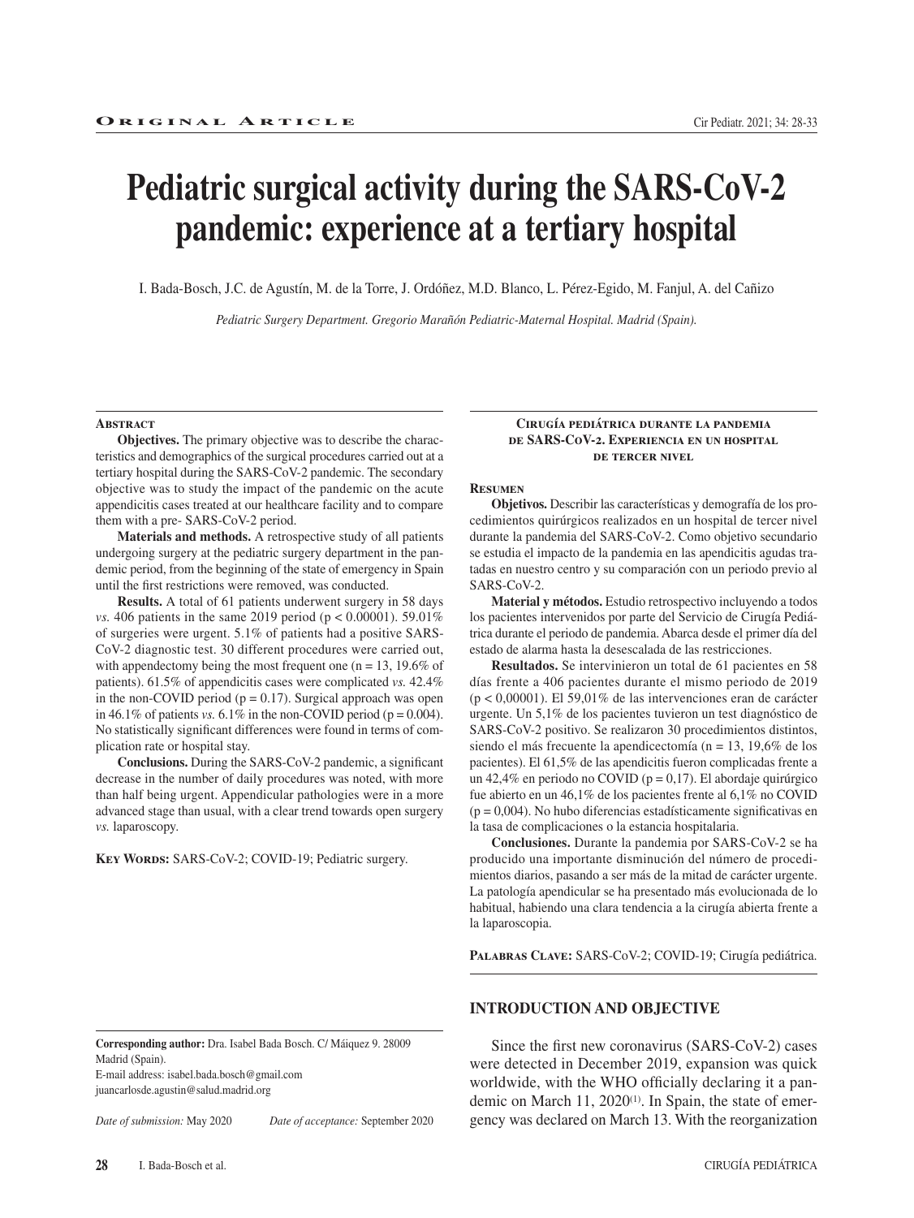**Original Article**

# Pediatric surgical activity during the SARS-CoV-2 pandemic: experience at a tertiary hospital

I. Bada-Bosch, J.C. de Agustín, M. de la Torre, J. Ordóñez, M.D. Blanco, L. Pérez-Egido, M. Fanjul, A. del Cañizo

*Pediatric Surgery Department. Gregorio Marañón Pediatric-Maternal Hospital. Madrid (Spain).*

## Abstract

**Objectives.** The primary objective was to describe the characteristics and demographics of the surgical procedures carried out at a tertiary hospital during the SARS-CoV-2 pandemic. The secondary objective was to study the impact of the pandemic on the acute appendicitis cases treated at our healthcare facility and to compare them with a pre- SARS-CoV-2 period.

**Materials and methods.** A retrospective study of all patients undergoing surgery at the pediatric surgery department in the pandemic period, from the beginning of the state of emergency in Spain until the first restrictions were removed, was conducted.

**Results.** A total of 61 patients underwent surgery in 58 days *vs.* 406 patients in the same 2019 period ($p < 0.00001$). 59.01% of surgeries were urgent. 5.1% of patients had a positive SARS-CoV-2 diagnostic test. 30 different procedures were carried out, with appendectomy being the most frequent one (n = 13, 19.6% of patients). 61.5% of appendicitis cases were complicated *vs.* 42.4% in the non-COVID period ($p = 0.17$). Surgical approach was open in 46.1% of patients *vs.* 6.1% in the non-COVID period ($p = 0.004$). No statistically significant differences were found in terms of complication rate or hospital stay.

**Conclusions.** During the SARS-CoV-2 pandemic, a significant decrease in the number of daily procedures was noted, with more than half being urgent. Appendicular pathologies were in a more advanced stage than usual, with a clear trend towards open surgery *vs.* laparoscopy.

**Key Words:** SARS-CoV-2; COVID-19; Pediatric surgery.

## Cirugía pediátrica durante la pandemia de SARS-CoV-2. Experiencia en un hospital de tercer nivel

### Resumen

**Objetivos.** Describir las características y demografía de los procedimientos quirúrgicos realizados en un hospital de tercer nivel durante la pandemia del SARS-CoV-2. Como objetivo secundario se estudia el impacto de la pandemia en las apendicitis agudas tratadas en nuestro centro y su comparación con un periodo previo al SARS-CoV-2.

**Material y métodos.** Estudio retrospectivo incluyendo a todos los pacientes intervenidos por parte del Servicio de Cirugía Pediátrica durante el periodo de pandemia. Abarca desde el primer día del estado de alarma hasta la desescalada de las restricciones.

**Resultados.** Se intervinieron un total de 61 pacientes en 58 días frente a 406 pacientes durante el mismo periodo de 2019 ($p < 0,00001$). El 59,01% de las intervenciones eran de carácter urgente. Un 5,1% de los pacientes tuvieron un test diagnóstico de SARS-CoV-2 positivo. Se realizaron 30 procedimientos distintos, siendo el más frecuente la apendicectomía (n = 13, 19,6% de los pacientes). El 61,5% de las apendicitis fueron complicadas frente a un 42,4% en periodo no COVID ($p = 0,17$). El abordaje quirúrgico fue abierto en un 46,1% de los pacientes frente al 6,1% no COVID ($p = 0,004$). No hubo diferencias estadísticamente significativas en la tasa de complicaciones o la estancia hospitalaria.

**Conclusiones.** Durante la pandemia por SARS-CoV-2 se ha producido una importante disminución del número de procedimientos diarios, pasando a ser más de la mitad de carácter urgente. La patología apendicular se ha presentado más evolucionada de lo habitual, habiendo una clara tendencia a la cirugía abierta frente a la laparoscopia.

**Palabras Clave:** SARS-CoV-2; COVID-19; Cirugía pediátrica.

## INTRODUCTION AND OBJECTIVE

Since the first new coronavirus (SARS-CoV-2) cases were detected in December 2019, expansion was quick worldwide, with the WHO officially declaring it a pandemic on March 11, 2020[1]. In Spain, the state of emergency was declared on March 13. With the reorganization

**Corresponding author:** Dra. Isabel Bada Bosch. C/ Máiquez 9. 28009 Madrid (Spain).
E-mail address: isabel.bada.bosch@gmail.com
juancarlosde.agustin@salud.madrid.org

*Date of submission:* May 2020 *Date of acceptance:* September 2020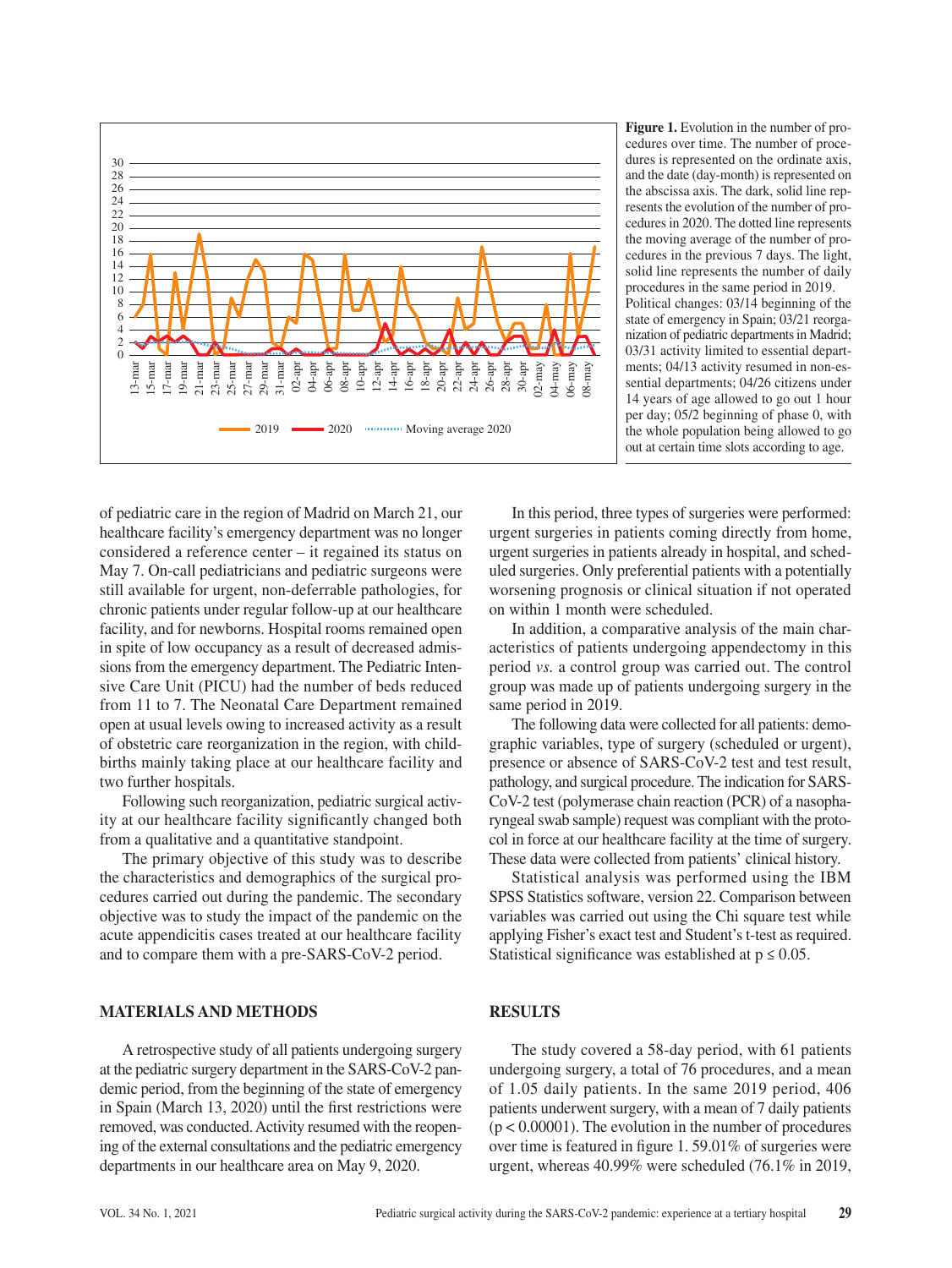**Figure 1.** Evolution in the number of procedures over time. The number of procedures is represented on the ordinate axis, and the date (day-month) is represented on the abscissa axis. The dark, solid line represents the evolution of the number of procedures in 2020. The dotted line represents the moving average of the number of procedures in the previous 7 days. The light, solid line represents the number of daily procedures in the same period in 2019. Political changes: 03/14 beginning of the state of emergency in Spain; 03/21 reorganization of pediatric departments in Madrid; 03/31 activity limited to essential departments; 04/13 activity resumed in non-essential departments; 04/26 citizens under 14 years of age allowed to go out 1 hour per day; 05/2 beginning of phase 0, with the whole population being allowed to go out at certain time slots according to age.

of pediatric care in the region of Madrid on March 21, our healthcare facility's emergency department was no longer considered a reference center – it regained its status on May 7. On-call pediatricians and pediatric surgeons were still available for urgent, non-deferrable pathologies, for chronic patients under regular follow-up at our healthcare facility, and for newborns. Hospital rooms remained open in spite of low occupancy as a result of decreased admissions from the emergency department. The Pediatric Intensive Care Unit (PICU) had the number of beds reduced from 11 to 7. The Neonatal Care Department remained open at usual levels owing to increased activity as a result of obstetric care reorganization in the region, with childbirths mainly taking place at our healthcare facility and two further hospitals.

Following such reorganization, pediatric surgical activity at our healthcare facility significantly changed both from a qualitative and a quantitative standpoint.

The primary objective of this study was to describe the characteristics and demographics of the surgical procedures carried out during the pandemic. The secondary objective was to study the impact of the pandemic on the acute appendicitis cases treated at our healthcare facility and to compare them with a pre-SARS-CoV-2 period.

## MATERIALS AND METHODS

A retrospective study of all patients undergoing surgery at the pediatric surgery department in the SARS-CoV-2 pandemic period, from the beginning of the state of emergency in Spain (March 13, 2020) until the first restrictions were removed, was conducted. Activity resumed with the reopening of the external consultations and the pediatric emergency departments in our healthcare area on May 9, 2020.

In this period, three types of surgeries were performed: urgent surgeries in patients coming directly from home, urgent surgeries in patients already in hospital, and scheduled surgeries. Only preferential patients with a potentially worsening prognosis or clinical situation if not operated on within 1 month were scheduled.

In addition, a comparative analysis of the main characteristics of patients undergoing appendectomy in this period *vs.* a control group was carried out. The control group was made up of patients undergoing surgery in the same period in 2019.

The following data were collected for all patients: demographic variables, type of surgery (scheduled or urgent), presence or absence of SARS-CoV-2 test and test result, pathology, and surgical procedure. The indication for SARS-CoV-2 test (polymerase chain reaction (PCR) of a nasopharyngeal swab sample) request was compliant with the protocol in force at our healthcare facility at the time of surgery. These data were collected from patients' clinical history.

Statistical analysis was performed using the IBM SPSS Statistics software, version 22. Comparison between variables was carried out using the Chi square test while applying Fisher's exact test and Student's t-test as required. Statistical significance was established at $p \leq 0.05$.

## RESULTS

The study covered a 58-day period, with 61 patients undergoing surgery, a total of 76 procedures, and a mean of 1.05 daily patients. In the same 2019 period, 406 patients underwent surgery, with a mean of 7 daily patients ($p < 0.00001$). The evolution in the number of procedures over time is featured in figure 1. 59.01% of surgeries were urgent, whereas 40.99% were scheduled (76.1% in 2019,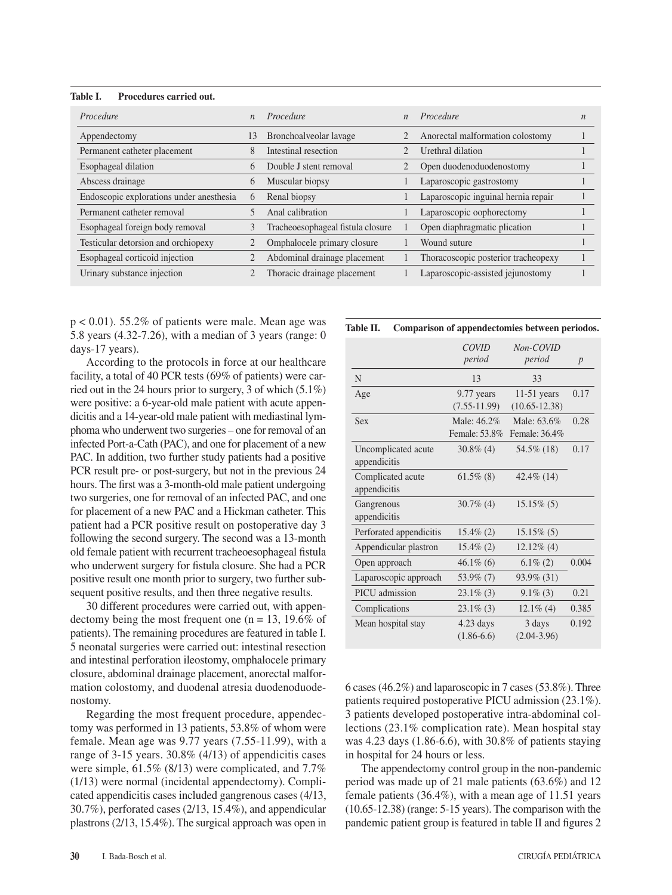**Table I. Procedures carried out.**

| *Procedure* | *n* | *Procedure* | *n* | *Procedure* | *n* |
|---|---|---|---|---|---|
| Appendectomy | 13 | Bronchoalveolar lavage | 2 | Anorectal malformation colostomy | 1 |
| Permanent catheter placement | 8 | Intestinal resection | 2 | Urethral dilation | 1 |
| Esophageal dilation | 6 | Double J stent removal | 2 | Open duodenoduodenostomy | 1 |
| Abscess drainage | 6 | Muscular biopsy | 1 | Laparoscopic gastrostomy | 1 |
| Endoscopic explorations under anesthesia | 6 | Renal biopsy | 1 | Laparoscopic inguinal hernia repair | 1 |
| Permanent catheter removal | 5 | Anal calibration | 1 | Laparoscopic oophorectomy | 1 |
| Esophageal foreign body removal | 3 | Tracheoesophageal fistula closure | 1 | Open diaphragmatic plication | 1 |
| Testicular detorsion and orchiopexy | 2 | Omphalocele primary closure | 1 | Wound suture | 1 |
| Esophageal corticoid injection | 2 | Abdominal drainage placement | 1 | Thoracoscopic posterior tracheopexy | 1 |
| Urinary substance injection | 2 | Thoracic drainage placement | 1 | Laparoscopic-assisted jejunostomy | 1 |

$p < 0.01$). 55.2% of patients were male. Mean age was 5.8 years (4.32-7.26), with a median of 3 years (range: 0 days-17 years).

According to the protocols in force at our healthcare facility, a total of 40 PCR tests (69% of patients) were carried out in the 24 hours prior to surgery, 3 of which (5.1%) were positive: a 6-year-old male patient with acute appendicitis and a 14-year-old male patient with mediastinal lymphoma who underwent two surgeries – one for removal of an infected Port-a-Cath (PAC), and one for placement of a new PAC. In addition, two further study patients had a positive PCR result pre- or post-surgery, but not in the previous 24 hours. The first was a 3-month-old male patient undergoing two surgeries, one for removal of an infected PAC, and one for placement of a new PAC and a Hickman catheter. This patient had a PCR positive result on postoperative day 3 following the second surgery. The second was a 13-month old female patient with recurrent tracheoesophageal fistula who underwent surgery for fistula closure. She had a PCR positive result one month prior to surgery, two further subsequent positive results, and then three negative results.

30 different procedures were carried out, with appendectomy being the most frequent one (n = 13, 19.6% of patients). The remaining procedures are featured in table I. 5 neonatal surgeries were carried out: intestinal resection and intestinal perforation ileostomy, omphalocele primary closure, abdominal drainage placement, anorectal malformation colostomy, and duodenal atresia duodenoduodenostomy.

Regarding the most frequent procedure, appendectomy was performed in 13 patients, 53.8% of whom were female. Mean age was 9.77 years (7.55-11.99), with a range of 3-15 years. 30.8% (4/13) of appendicitis cases were simple, 61.5% (8/13) were complicated, and 7.7% (1/13) were normal (incidental appendectomy). Complicated appendicitis cases included gangrenous cases (4/13, 30.7%), perforated cases (2/13, 15.4%), and appendicular plastrons (2/13, 15.4%). The surgical approach was open in 6 cases (46.2%) and laparoscopic in 7 cases (53.8%). Three patients required postoperative PICU admission (23.1%). 3 patients developed postoperative intra-abdominal collections (23.1% complication rate). Mean hospital stay was 4.23 days (1.86-6.6), with 30.8% of patients staying in hospital for 24 hours or less.

**Table II. Comparison of appendectomies between periodos.**

| | *COVID period* | *Non-COVID period* | *p* |
|---|---|---|---|
| N | 13 | 33 | |
| Age | 9.77 years (7.55-11.99) | 11-51 years (10.65-12.38) | 0.17 |
| Sex | Male: 46.2% Female: 53.8% | Male: 63.6% Female: 36.4% | 0.28 |
| Uncomplicated acute appendicitis | 30.8% (4) | 54.5% (18) | 0.17 |
| Complicated acute appendicitis | 61.5% (8) | 42.4% (14) | |
| Gangrenous appendicitis | 30.7% (4) | 15.15% (5) | |
| Perforated appendicitis | 15.4% (2) | 15.15% (5) | |
| Appendicular plastron | 15.4% (2) | 12.12% (4) | |
| Open approach | 46.1% (6) | 6.1% (2) | 0.004 |
| Laparoscopic approach | 53.9% (7) | 93.9% (31) | |
| PICU admission | 23.1% (3) | 9.1% (3) | 0.21 |
| Complications | 23.1% (3) | 12.1% (4) | 0.385 |
| Mean hospital stay | 4.23 days (1.86-6.6) | 3 days (2.04-3.96) | 0.192 |

The appendectomy control group in the non-pandemic period was made up of 21 male patients (63.6%) and 12 female patients (36.4%), with a mean age of 11.51 years (10.65-12.38) (range: 5-15 years). The comparison with the pandemic patient group is featured in table II and figures 2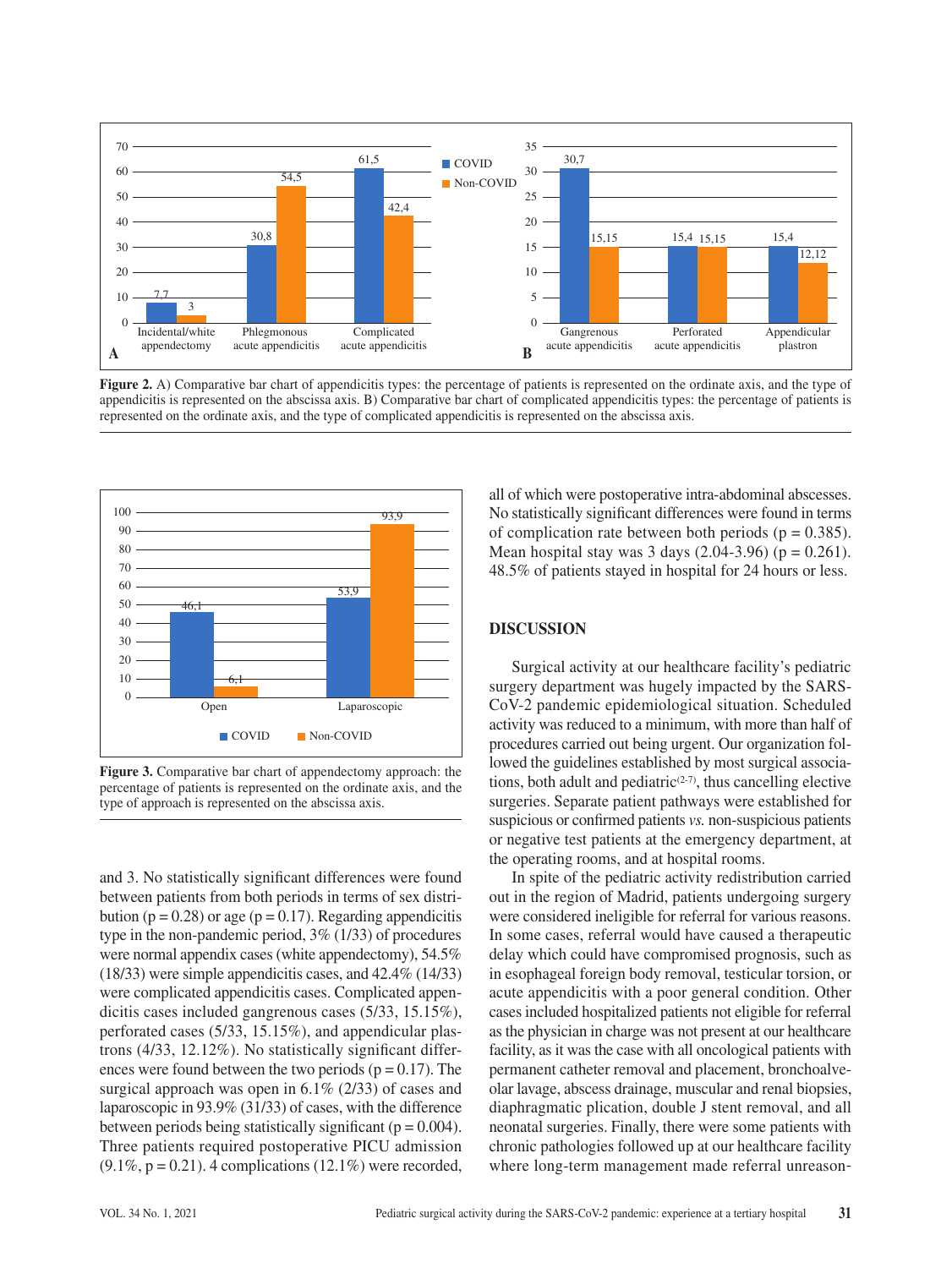Figure 2. A) Comparative bar chart of appendicitis types: the percentage of patients is represented on the ordinate axis, and the type of appendicitis is represented on the abscissa axis. B) Comparative bar chart of complicated appendicitis types: the percentage of patients is represented on the ordinate axis, and the type of complicated appendicitis is represented on the abscissa axis.

Figure 3. Comparative bar chart of appendectomy approach: the percentage of patients is represented on the ordinate axis, and the type of approach is represented on the abscissa axis.

and 3. No statistically significant differences were found between patients from both periods in terms of sex distribution (p = 0.28) or age (p = 0.17). Regarding appendicitis type in the non-pandemic period, 3% (1/33) of procedures were normal appendix cases (white appendectomy), 54.5% (18/33) were simple appendicitis cases, and 42.4% (14/33) were complicated appendicitis cases. Complicated appendicitis cases included gangrenous cases (5/33, 15.15%), perforated cases (5/33, 15.15%), and appendicular plastrons (4/33, 12.12%). No statistically significant differences were found between the two periods (p = 0.17). The surgical approach was open in 6.1% (2/33) of cases and laparoscopic in 93.9% (31/33) of cases, with the difference between periods being statistically significant (p = 0.004). Three patients required postoperative PICU admission (9.1%, p = 0.21). 4 complications (12.1%) were recorded, all of which were postoperative intra-abdominal abscesses. No statistically significant differences were found in terms of complication rate between both periods (p = 0.385). Mean hospital stay was 3 days (2.04-3.96) (p = 0.261). 48.5% of patients stayed in hospital for 24 hours or less.

## DISCUSSION

Surgical activity at our healthcare facility's pediatric surgery department was hugely impacted by the SARS-CoV-2 pandemic epidemiological situation. Scheduled activity was reduced to a minimum, with more than half of procedures carried out being urgent. Our organization followed the guidelines established by most surgical associations, both adult and pediatric[2-7], thus cancelling elective surgeries. Separate patient pathways were established for suspicious or confirmed patients *vs.* non-suspicious patients or negative test patients at the emergency department, at the operating rooms, and at hospital rooms.

In spite of the pediatric activity redistribution carried out in the region of Madrid, patients undergoing surgery were considered ineligible for referral for various reasons. In some cases, referral would have caused a therapeutic delay which could have compromised prognosis, such as in esophageal foreign body removal, testicular torsion, or acute appendicitis with a poor general condition. Other cases included hospitalized patients not eligible for referral as the physician in charge was not present at our healthcare facility, as it was the case with all oncological patients with permanent catheter removal and placement, bronchoalveolar lavage, abscess drainage, muscular and renal biopsies, diaphragmatic plication, double J stent removal, and all neonatal surgeries. Finally, there were some patients with chronic pathologies followed up at our healthcare facility where long-term management made referral unreason-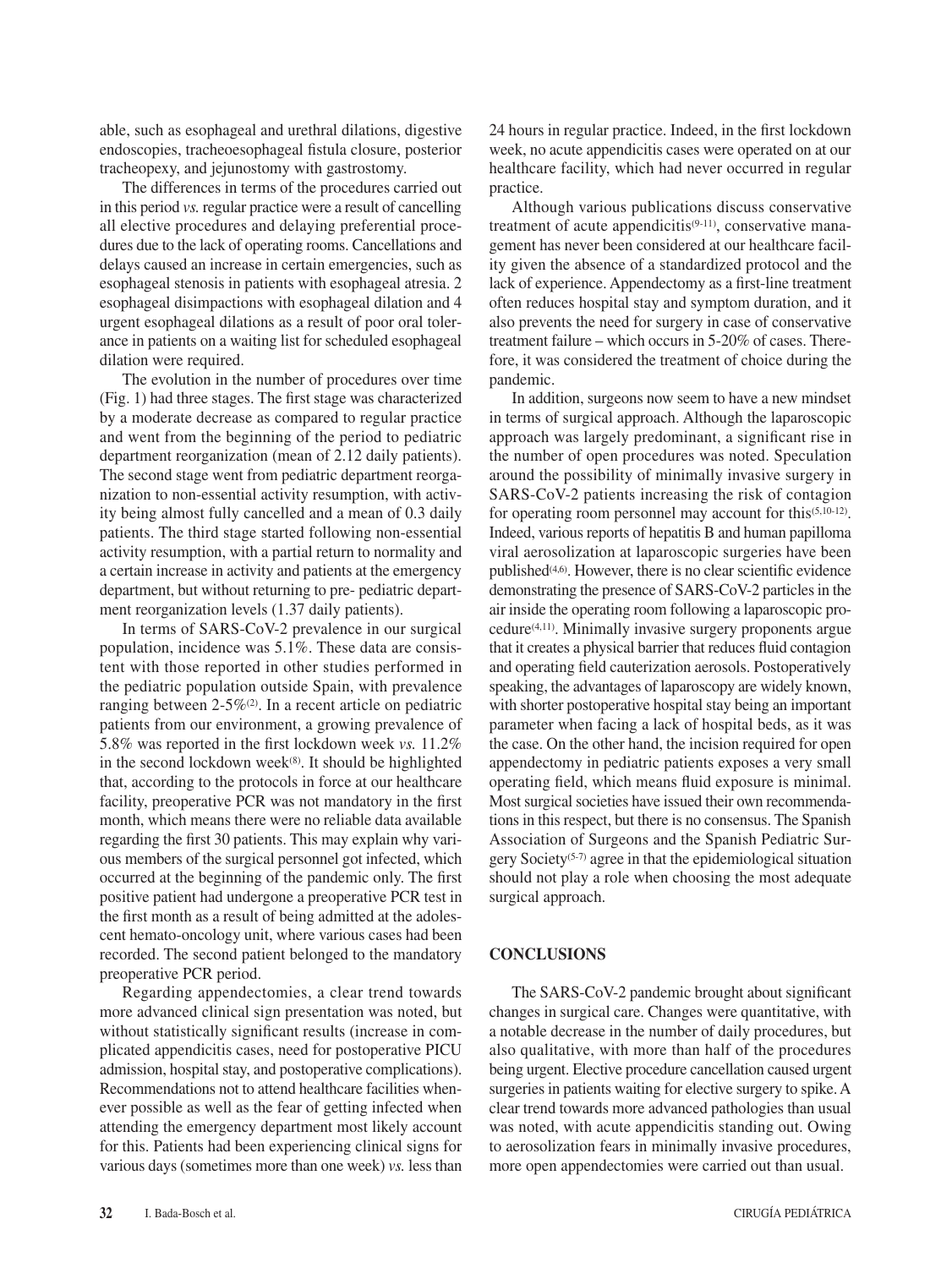able, such as esophageal and urethral dilations, digestive endoscopies, tracheoesophageal fistula closure, posterior tracheopexy, and jejunostomy with gastrostomy.

The differences in terms of the procedures carried out in this period *vs.* regular practice were a result of cancelling all elective procedures and delaying preferential procedures due to the lack of operating rooms. Cancellations and delays caused an increase in certain emergencies, such as esophageal stenosis in patients with esophageal atresia. 2 esophageal disimpactions with esophageal dilation and 4 urgent esophageal dilations as a result of poor oral tolerance in patients on a waiting list for scheduled esophageal dilation were required.

The evolution in the number of procedures over time (Fig. 1) had three stages. The first stage was characterized by a moderate decrease as compared to regular practice and went from the beginning of the period to pediatric department reorganization (mean of 2.12 daily patients). The second stage went from pediatric department reorganization to non-essential activity resumption, with activity being almost fully cancelled and a mean of 0.3 daily patients. The third stage started following non-essential activity resumption, with a partial return to normality and a certain increase in activity and patients at the emergency department, but without returning to pre- pediatric department reorganization levels (1.37 daily patients).

In terms of SARS-CoV-2 prevalence in our surgical population, incidence was 5.1%. These data are consistent with those reported in other studies performed in the pediatric population outside Spain, with prevalence ranging between 2-5%[2]. In a recent article on pediatric patients from our environment, a growing prevalence of 5.8% was reported in the first lockdown week *vs.* 11.2% in the second lockdown week[8]. It should be highlighted that, according to the protocols in force at our healthcare facility, preoperative PCR was not mandatory in the first month, which means there were no reliable data available regarding the first 30 patients. This may explain why various members of the surgical personnel got infected, which occurred at the beginning of the pandemic only. The first positive patient had undergone a preoperative PCR test in the first month as a result of being admitted at the adolescent hemato-oncology unit, where various cases had been recorded. The second patient belonged to the mandatory preoperative PCR period.

Regarding appendectomies, a clear trend towards more advanced clinical sign presentation was noted, but without statistically significant results (increase in complicated appendicitis cases, need for postoperative PICU admission, hospital stay, and postoperative complications). Recommendations not to attend healthcare facilities whenever possible as well as the fear of getting infected when attending the emergency department most likely account for this. Patients had been experiencing clinical signs for various days (sometimes more than one week) *vs.* less than 24 hours in regular practice. Indeed, in the first lockdown week, no acute appendicitis cases were operated on at our healthcare facility, which had never occurred in regular practice.

Although various publications discuss conservative treatment of acute appendicitis[9-11], conservative management has never been considered at our healthcare facility given the absence of a standardized protocol and the lack of experience. Appendectomy as a first-line treatment often reduces hospital stay and symptom duration, and it also prevents the need for surgery in case of conservative treatment failure – which occurs in 5-20% of cases. Therefore, it was considered the treatment of choice during the pandemic.

In addition, surgeons now seem to have a new mindset in terms of surgical approach. Although the laparoscopic approach was largely predominant, a significant rise in the number of open procedures was noted. Speculation around the possibility of minimally invasive surgery in SARS-CoV-2 patients increasing the risk of contagion for operating room personnel may account for this[5,10-12]. Indeed, various reports of hepatitis B and human papilloma viral aerosolization at laparoscopic surgeries have been published[4,6]. However, there is no clear scientific evidence demonstrating the presence of SARS-CoV-2 particles in the air inside the operating room following a laparoscopic procedure[4,11]. Minimally invasive surgery proponents argue that it creates a physical barrier that reduces fluid contagion and operating field cauterization aerosols. Postoperatively speaking, the advantages of laparoscopy are widely known, with shorter postoperative hospital stay being an important parameter when facing a lack of hospital beds, as it was the case. On the other hand, the incision required for open appendectomy in pediatric patients exposes a very small operating field, which means fluid exposure is minimal. Most surgical societies have issued their own recommendations in this respect, but there is no consensus. The Spanish Association of Surgeons and the Spanish Pediatric Surgery Society[5-7] agree in that the epidemiological situation should not play a role when choosing the most adequate surgical approach.

## CONCLUSIONS

The SARS-CoV-2 pandemic brought about significant changes in surgical care. Changes were quantitative, with a notable decrease in the number of daily procedures, but also qualitative, with more than half of the procedures being urgent. Elective procedure cancellation caused urgent surgeries in patients waiting for elective surgery to spike. A clear trend towards more advanced pathologies than usual was noted, with acute appendicitis standing out. Owing to aerosolization fears in minimally invasive procedures, more open appendectomies were carried out than usual.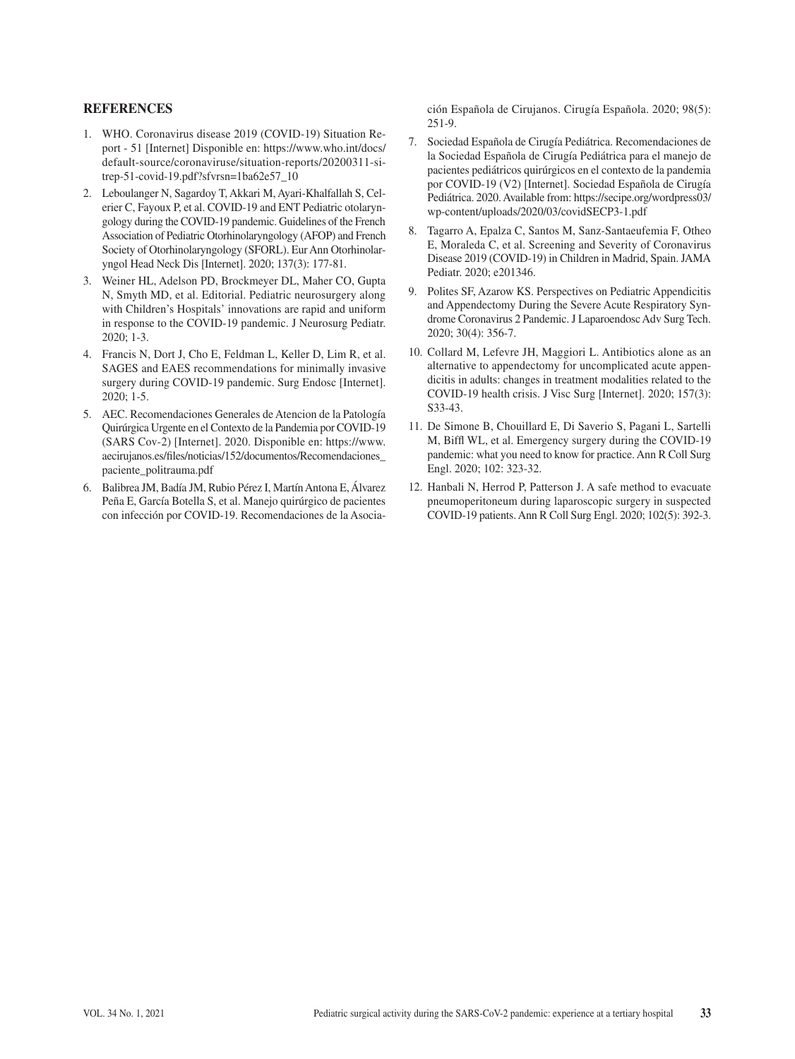## REFERENCES

1. WHO. Coronavirus disease 2019 (COVID-19) Situation Report - 51 [Internet] Disponible en: https://www.who.int/docs/default-source/coronaviruse/situation-reports/20200311-sitrep-51-covid-19.pdf?sfvrsn=1ba62e57_10
2. Leboulanger N, Sagardoy T, Akkari M, Ayari-Khalfallah S, Celerier C, Fayoux P, et al. COVID-19 and ENT Pediatric otolaryngology during the COVID-19 pandemic. Guidelines of the French Association of Pediatric Otorhinolaryngology (AFOP) and French Society of Otorhinolaryngology (SFORL). Eur Ann Otorhinolaryngol Head Neck Dis [Internet]. 2020; 137(3): 177-81.
3. Weiner HL, Adelson PD, Brockmeyer DL, Maher CO, Gupta N, Smyth MD, et al. Editorial. Pediatric neurosurgery along with Children's Hospitals' innovations are rapid and uniform in response to the COVID-19 pandemic. J Neurosurg Pediatr. 2020; 1-3.
4. Francis N, Dort J, Cho E, Feldman L, Keller D, Lim R, et al. SAGES and EAES recommendations for minimally invasive surgery during COVID-19 pandemic. Surg Endosc [Internet]. 2020; 1-5.
5. AEC. Recomendaciones Generales de Atencion de la Patología Quirúrgica Urgente en el Contexto de la Pandemia por COVID-19 (SARS Cov-2) [Internet]. 2020. Disponible en: https://www.aecirujanos.es/files/noticias/152/documentos/Recomendaciones_paciente_politrauma.pdf
6. Balibrea JM, Badía JM, Rubio Pérez I, Martín Antona E, Álvarez Peña E, García Botella S, et al. Manejo quirúrgico de pacientes con infección por COVID-19. Recomendaciones de la Asociación Española de Cirujanos. Cirugía Española. 2020; 98(5): 251-9.
7. Sociedad Española de Cirugía Pediátrica. Recomendaciones de la Sociedad Española de Cirugía Pediátrica para el manejo de pacientes pediátricos quirúrgicos en el contexto de la pandemia por COVID-19 (V2) [Internet]. Sociedad Española de Cirugía Pediátrica. 2020. Available from: https://secipe.org/wordpress03/wp-content/uploads/2020/03/covidSECP3-1.pdf
8. Tagarro A, Epalza C, Santos M, Sanz-Santaeufemia F, Otheo E, Moraleda C, et al. Screening and Severity of Coronavirus Disease 2019 (COVID-19) in Children in Madrid, Spain. JAMA Pediatr. 2020; e201346.
9. Polites SF, Azarow KS. Perspectives on Pediatric Appendicitis and Appendectomy During the Severe Acute Respiratory Syndrome Coronavirus 2 Pandemic. J Laparoendosc Adv Surg Tech. 2020; 30(4): 356-7.
10. Collard M, Lefevre JH, Maggiori L. Antibiotics alone as an alternative to appendectomy for uncomplicated acute appendicitis in adults: changes in treatment modalities related to the COVID-19 health crisis. J Visc Surg [Internet]. 2020; 157(3): S33-43.
11. De Simone B, Chouillard E, Di Saverio S, Pagani L, Sartelli M, Biffl WL, et al. Emergency surgery during the COVID-19 pandemic: what you need to know for practice. Ann R Coll Surg Engl. 2020; 102: 323-32.
12. Hanbali N, Herrod P, Patterson J. A safe method to evacuate pneumoperitoneum during laparoscopic surgery in suspected COVID-19 patients. Ann R Coll Surg Engl. 2020; 102(5): 392-3.